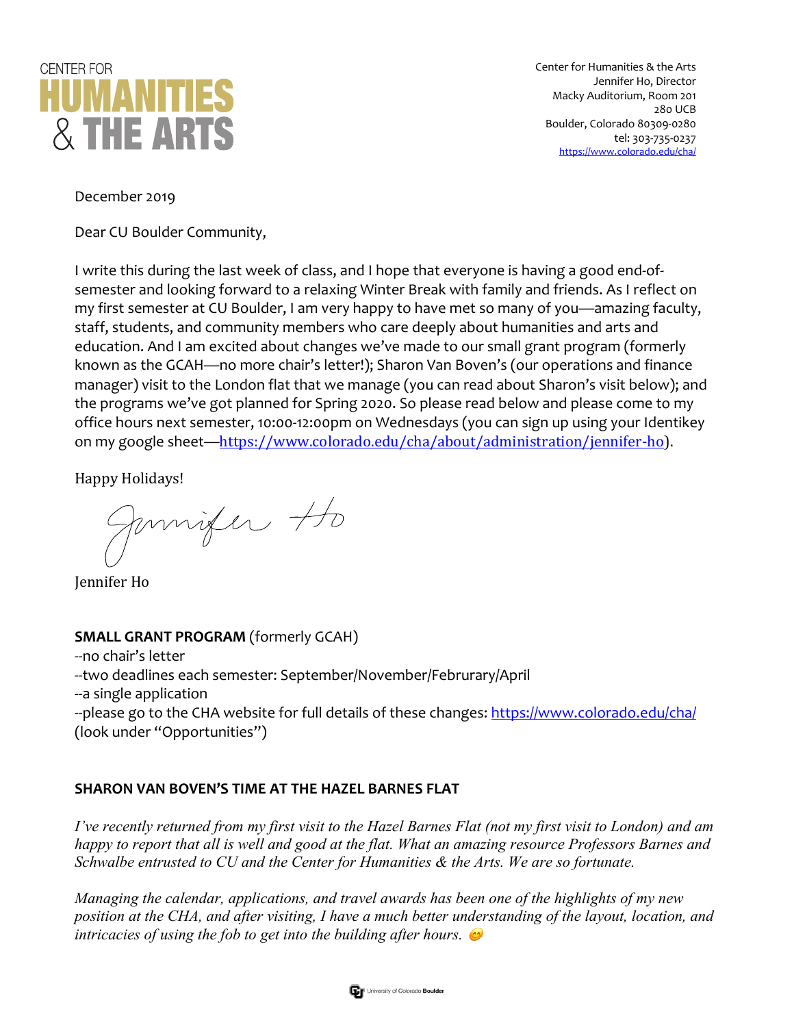CENTER FOR
# HUMANITIES & THE ARTS

Center for Humanities & the Arts
Jennifer Ho, Director
Macky Auditorium, Room 201
280 UCB
Boulder, Colorado 80309-0280
tel: 303-735-0237
https://www.colorado.edu/cha/

December 2019

Dear CU Boulder Community,

I write this during the last week of class, and I hope that everyone is having a good end-of-semester and looking forward to a relaxing Winter Break with family and friends. As I reflect on my first semester at CU Boulder, I am very happy to have met so many of you—amazing faculty, staff, students, and community members who care deeply about humanities and arts and education. And I am excited about changes we've made to our small grant program (formerly known as the GCAH—no more chair's letter!); Sharon Van Boven's (our operations and finance manager) visit to the London flat that we manage (you can read about Sharon's visit below); and the programs we've got planned for Spring 2020. So please read below and please come to my office hours next semester, 10:00-12:00pm on Wednesdays (you can sign up using your Identikey on my google sheet—https://www.colorado.edu/cha/about/administration/jennifer-ho).

Happy Holidays!

Jennifer Ho

Jennifer Ho

**SMALL GRANT PROGRAM** (formerly GCAH)
--no chair's letter
--two deadlines each semester: September/November/Februrary/April
--a single application
--please go to the CHA website for full details of these changes: https://www.colorado.edu/cha/ (look under "Opportunities")

**SHARON VAN BOVEN'S TIME AT THE HAZEL BARNES FLAT**

*I've recently returned from my first visit to the Hazel Barnes Flat (not my first visit to London) and am happy to report that all is well and good at the flat. What an amazing resource Professors Barnes and Schwalbe entrusted to CU and the Center for Humanities & the Arts. We are so fortunate.*

*Managing the calendar, applications, and travel awards has been one of the highlights of my new position at the CHA, and after visiting, I have a much better understanding of the layout, location, and intricacies of using the fob to get into the building after hours.* 😉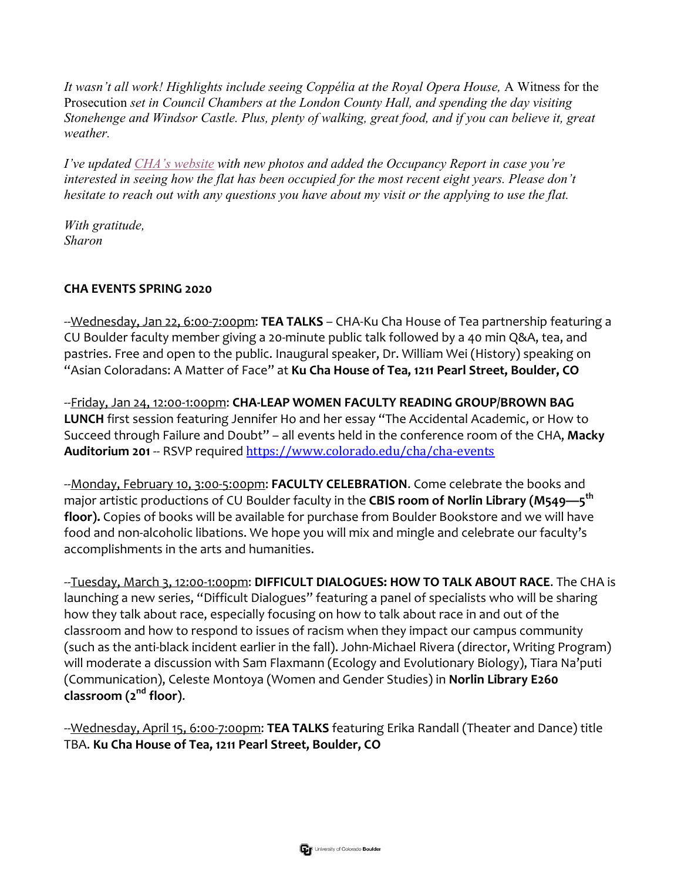*It wasn't all work! Highlights include seeing Coppélia at the Royal Opera House,* A Witness for the Prosecution *set in Council Chambers at the London County Hall, and spending the day visiting Stonehenge and Windsor Castle. Plus, plenty of walking, great food, and if you can believe it, great weather.*

*I've updated [CHA's website](CHA's website) with new photos and added the Occupancy Report in case you're interested in seeing how the flat has been occupied for the most recent eight years. Please don't hesitate to reach out with any questions you have about my visit or the applying to use the flat.*

*With gratitude,*
*Sharon*

**CHA EVENTS SPRING 2020**

--<u>Wednesday, Jan 22, 6:00-7:00pm</u>: **TEA TALKS** – CHA-Ku Cha House of Tea partnership featuring a CU Boulder faculty member giving a 20-minute public talk followed by a 40 min Q&A, tea, and pastries. Free and open to the public. Inaugural speaker, Dr. William Wei (History) speaking on "Asian Coloradans: A Matter of Face" at **Ku Cha House of Tea, 1211 Pearl Street, Boulder, CO**

--<u>Friday, Jan 24, 12:00-1:00pm</u>: **CHA-LEAP WOMEN FACULTY READING GROUP/BROWN BAG LUNCH** first session featuring Jennifer Ho and her essay "The Accidental Academic, or How to Succeed through Failure and Doubt" – all events held in the conference room of the CHA, **Macky Auditorium 201** -- RSVP required https://www.colorado.edu/cha/cha-events

--<u>Monday, February 10, 3:00-5:00pm</u>: **FACULTY CELEBRATION**. Come celebrate the books and major artistic productions of CU Boulder faculty in the **CBIS room of Norlin Library (M549—5th floor).** Copies of books will be available for purchase from Boulder Bookstore and we will have food and non-alcoholic libations. We hope you will mix and mingle and celebrate our faculty's accomplishments in the arts and humanities.

--<u>Tuesday, March 3, 12:00-1:00pm</u>: **DIFFICULT DIALOGUES: HOW TO TALK ABOUT RACE**. The CHA is launching a new series, "Difficult Dialogues" featuring a panel of specialists who will be sharing how they talk about race, especially focusing on how to talk about race in and out of the classroom and how to respond to issues of racism when they impact our campus community (such as the anti-black incident earlier in the fall). John-Michael Rivera (director, Writing Program) will moderate a discussion with Sam Flaxmann (Ecology and Evolutionary Biology), Tiara Na'puti (Communication), Celeste Montoya (Women and Gender Studies) in **Norlin Library E260 classroom (2nd floor)**.

--<u>Wednesday, April 15, 6:00-7:00pm</u>: **TEA TALKS** featuring Erika Randall (Theater and Dance) title TBA. **Ku Cha House of Tea, 1211 Pearl Street, Boulder, CO**